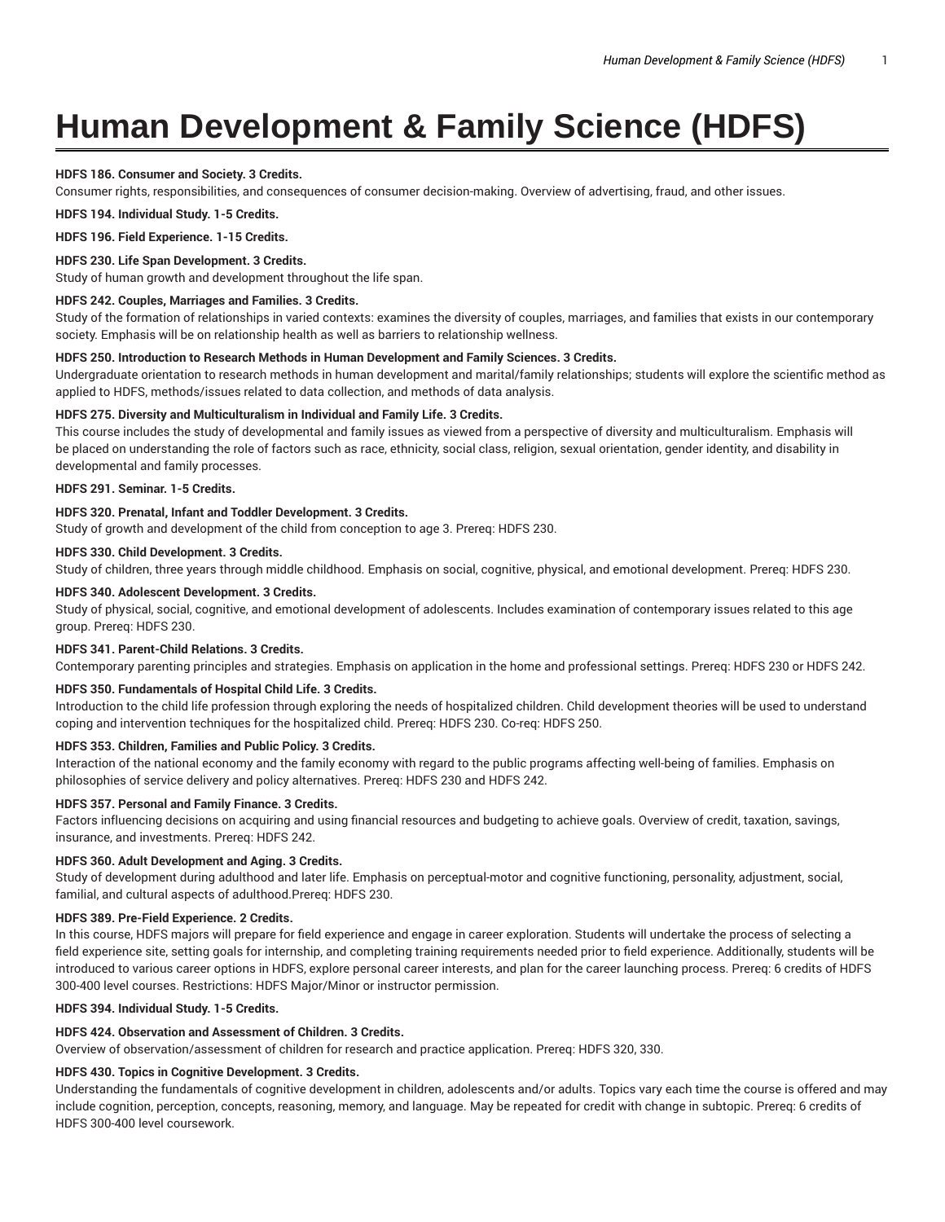# Human Development & Family Science (HDFS)

**HDFS 186. Consumer and Society. 3 Credits.**
Consumer rights, responsibilities, and consequences of consumer decision-making. Overview of advertising, fraud, and other issues.

**HDFS 194. Individual Study. 1-5 Credits.**

**HDFS 196. Field Experience. 1-15 Credits.**

**HDFS 230. Life Span Development. 3 Credits.**
Study of human growth and development throughout the life span.

**HDFS 242. Couples, Marriages and Families. 3 Credits.**
Study of the formation of relationships in varied contexts: examines the diversity of couples, marriages, and families that exists in our contemporary society. Emphasis will be on relationship health as well as barriers to relationship wellness.

**HDFS 250. Introduction to Research Methods in Human Development and Family Sciences. 3 Credits.**
Undergraduate orientation to research methods in human development and marital/family relationships; students will explore the scientific method as applied to HDFS, methods/issues related to data collection, and methods of data analysis.

**HDFS 275. Diversity and Multiculturalism in Individual and Family Life. 3 Credits.**
This course includes the study of developmental and family issues as viewed from a perspective of diversity and multiculturalism. Emphasis will be placed on understanding the role of factors such as race, ethnicity, social class, religion, sexual orientation, gender identity, and disability in developmental and family processes.

**HDFS 291. Seminar. 1-5 Credits.**

**HDFS 320. Prenatal, Infant and Toddler Development. 3 Credits.**
Study of growth and development of the child from conception to age 3. Prereq: HDFS 230.

**HDFS 330. Child Development. 3 Credits.**
Study of children, three years through middle childhood. Emphasis on social, cognitive, physical, and emotional development. Prereq: HDFS 230.

**HDFS 340. Adolescent Development. 3 Credits.**
Study of physical, social, cognitive, and emotional development of adolescents. Includes examination of contemporary issues related to this age group. Prereq: HDFS 230.

**HDFS 341. Parent-Child Relations. 3 Credits.**
Contemporary parenting principles and strategies. Emphasis on application in the home and professional settings. Prereq: HDFS 230 or HDFS 242.

**HDFS 350. Fundamentals of Hospital Child Life. 3 Credits.**
Introduction to the child life profession through exploring the needs of hospitalized children. Child development theories will be used to understand coping and intervention techniques for the hospitalized child. Prereq: HDFS 230. Co-req: HDFS 250.

**HDFS 353. Children, Families and Public Policy. 3 Credits.**
Interaction of the national economy and the family economy with regard to the public programs affecting well-being of families. Emphasis on philosophies of service delivery and policy alternatives. Prereq: HDFS 230 and HDFS 242.

**HDFS 357. Personal and Family Finance. 3 Credits.**
Factors influencing decisions on acquiring and using financial resources and budgeting to achieve goals. Overview of credit, taxation, savings, insurance, and investments. Prereq: HDFS 242.

**HDFS 360. Adult Development and Aging. 3 Credits.**
Study of development during adulthood and later life. Emphasis on perceptual-motor and cognitive functioning, personality, adjustment, social, familial, and cultural aspects of adulthood.Prereq: HDFS 230.

**HDFS 389. Pre-Field Experience. 2 Credits.**
In this course, HDFS majors will prepare for field experience and engage in career exploration. Students will undertake the process of selecting a field experience site, setting goals for internship, and completing training requirements needed prior to field experience. Additionally, students will be introduced to various career options in HDFS, explore personal career interests, and plan for the career launching process. Prereq: 6 credits of HDFS 300-400 level courses. Restrictions: HDFS Major/Minor or instructor permission.

**HDFS 394. Individual Study. 1-5 Credits.**

**HDFS 424. Observation and Assessment of Children. 3 Credits.**
Overview of observation/assessment of children for research and practice application. Prereq: HDFS 320, 330.

**HDFS 430. Topics in Cognitive Development. 3 Credits.**
Understanding the fundamentals of cognitive development in children, adolescents and/or adults. Topics vary each time the course is offered and may include cognition, perception, concepts, reasoning, memory, and language. May be repeated for credit with change in subtopic. Prereq: 6 credits of HDFS 300-400 level coursework.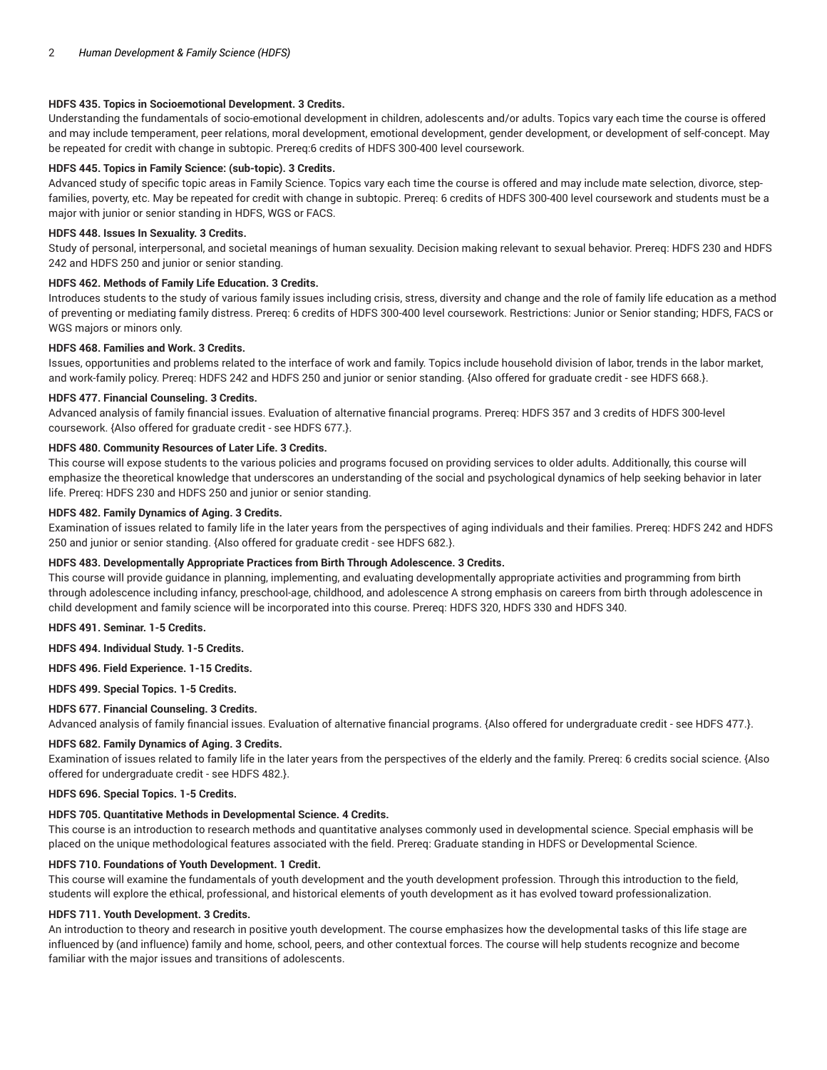**HDFS 435. Topics in Socioemotional Development. 3 Credits.**
Understanding the fundamentals of socio-emotional development in children, adolescents and/or adults. Topics vary each time the course is offered and may include temperament, peer relations, moral development, emotional development, gender development, or development of self-concept. May be repeated for credit with change in subtopic. Prereq:6 credits of HDFS 300-400 level coursework.

**HDFS 445. Topics in Family Science: (sub-topic). 3 Credits.**
Advanced study of specific topic areas in Family Science. Topics vary each time the course is offered and may include mate selection, divorce, step-families, poverty, etc. May be repeated for credit with change in subtopic. Prereq: 6 credits of HDFS 300-400 level coursework and students must be a major with junior or senior standing in HDFS, WGS or FACS.

**HDFS 448. Issues In Sexuality. 3 Credits.**
Study of personal, interpersonal, and societal meanings of human sexuality. Decision making relevant to sexual behavior. Prereq: HDFS 230 and HDFS 242 and HDFS 250 and junior or senior standing.

**HDFS 462. Methods of Family Life Education. 3 Credits.**
Introduces students to the study of various family issues including crisis, stress, diversity and change and the role of family life education as a method of preventing or mediating family distress. Prereq: 6 credits of HDFS 300-400 level coursework. Restrictions: Junior or Senior standing; HDFS, FACS or WGS majors or minors only.

**HDFS 468. Families and Work. 3 Credits.**
Issues, opportunities and problems related to the interface of work and family. Topics include household division of labor, trends in the labor market, and work-family policy. Prereq: HDFS 242 and HDFS 250 and junior or senior standing. {Also offered for graduate credit - see HDFS 668.}.

**HDFS 477. Financial Counseling. 3 Credits.**
Advanced analysis of family financial issues. Evaluation of alternative financial programs. Prereq: HDFS 357 and 3 credits of HDFS 300-level coursework. {Also offered for graduate credit - see HDFS 677.}.

**HDFS 480. Community Resources of Later Life. 3 Credits.**
This course will expose students to the various policies and programs focused on providing services to older adults. Additionally, this course will emphasize the theoretical knowledge that underscores an understanding of the social and psychological dynamics of help seeking behavior in later life. Prereq: HDFS 230 and HDFS 250 and junior or senior standing.

**HDFS 482. Family Dynamics of Aging. 3 Credits.**
Examination of issues related to family life in the later years from the perspectives of aging individuals and their families. Prereq: HDFS 242 and HDFS 250 and junior or senior standing. {Also offered for graduate credit - see HDFS 682.}.

**HDFS 483. Developmentally Appropriate Practices from Birth Through Adolescence. 3 Credits.**
This course will provide guidance in planning, implementing, and evaluating developmentally appropriate activities and programming from birth through adolescence including infancy, preschool-age, childhood, and adolescence A strong emphasis on careers from birth through adolescence in child development and family science will be incorporated into this course. Prereq: HDFS 320, HDFS 330 and HDFS 340.

**HDFS 491. Seminar. 1-5 Credits.**

**HDFS 494. Individual Study. 1-5 Credits.**

**HDFS 496. Field Experience. 1-15 Credits.**

**HDFS 499. Special Topics. 1-5 Credits.**

**HDFS 677. Financial Counseling. 3 Credits.**
Advanced analysis of family financial issues. Evaluation of alternative financial programs. {Also offered for undergraduate credit - see HDFS 477.}.

**HDFS 682. Family Dynamics of Aging. 3 Credits.**
Examination of issues related to family life in the later years from the perspectives of the elderly and the family. Prereq: 6 credits social science. {Also offered for undergraduate credit - see HDFS 482.}.

**HDFS 696. Special Topics. 1-5 Credits.**

**HDFS 705. Quantitative Methods in Developmental Science. 4 Credits.**
This course is an introduction to research methods and quantitative analyses commonly used in developmental science. Special emphasis will be placed on the unique methodological features associated with the field. Prereq: Graduate standing in HDFS or Developmental Science.

**HDFS 710. Foundations of Youth Development. 1 Credit.**
This course will examine the fundamentals of youth development and the youth development profession. Through this introduction to the field, students will explore the ethical, professional, and historical elements of youth development as it has evolved toward professionalization.

**HDFS 711. Youth Development. 3 Credits.**
An introduction to theory and research in positive youth development. The course emphasizes how the developmental tasks of this life stage are influenced by (and influence) family and home, school, peers, and other contextual forces. The course will help students recognize and become familiar with the major issues and transitions of adolescents.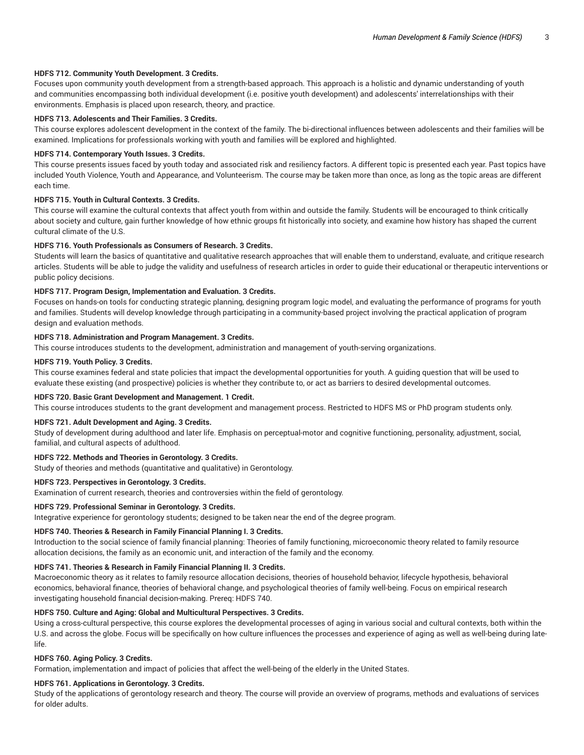**HDFS 712. Community Youth Development. 3 Credits.**

Focuses upon community youth development from a strength-based approach. This approach is a holistic and dynamic understanding of youth and communities encompassing both individual development (i.e. positive youth development) and adolescents' interrelationships with their environments. Emphasis is placed upon research, theory, and practice.

**HDFS 713. Adolescents and Their Families. 3 Credits.**

This course explores adolescent development in the context of the family. The bi-directional influences between adolescents and their families will be examined. Implications for professionals working with youth and families will be explored and highlighted.

**HDFS 714. Contemporary Youth Issues. 3 Credits.**

This course presents issues faced by youth today and associated risk and resiliency factors. A different topic is presented each year. Past topics have included Youth Violence, Youth and Appearance, and Volunteerism. The course may be taken more than once, as long as the topic areas are different each time.

**HDFS 715. Youth in Cultural Contexts. 3 Credits.**

This course will examine the cultural contexts that affect youth from within and outside the family. Students will be encouraged to think critically about society and culture, gain further knowledge of how ethnic groups fit historically into society, and examine how history has shaped the current cultural climate of the U.S.

**HDFS 716. Youth Professionals as Consumers of Research. 3 Credits.**

Students will learn the basics of quantitative and qualitative research approaches that will enable them to understand, evaluate, and critique research articles. Students will be able to judge the validity and usefulness of research articles in order to guide their educational or therapeutic interventions or public policy decisions.

**HDFS 717. Program Design, Implementation and Evaluation. 3 Credits.**

Focuses on hands-on tools for conducting strategic planning, designing program logic model, and evaluating the performance of programs for youth and families. Students will develop knowledge through participating in a community-based project involving the practical application of program design and evaluation methods.

**HDFS 718. Administration and Program Management. 3 Credits.**

This course introduces students to the development, administration and management of youth-serving organizations.

**HDFS 719. Youth Policy. 3 Credits.**

This course examines federal and state policies that impact the developmental opportunities for youth. A guiding question that will be used to evaluate these existing (and prospective) policies is whether they contribute to, or act as barriers to desired developmental outcomes.

**HDFS 720. Basic Grant Development and Management. 1 Credit.**

This course introduces students to the grant development and management process. Restricted to HDFS MS or PhD program students only.

**HDFS 721. Adult Development and Aging. 3 Credits.**

Study of development during adulthood and later life. Emphasis on perceptual-motor and cognitive functioning, personality, adjustment, social, familial, and cultural aspects of adulthood.

**HDFS 722. Methods and Theories in Gerontology. 3 Credits.**

Study of theories and methods (quantitative and qualitative) in Gerontology.

**HDFS 723. Perspectives in Gerontology. 3 Credits.**

Examination of current research, theories and controversies within the field of gerontology.

**HDFS 729. Professional Seminar in Gerontology. 3 Credits.**

Integrative experience for gerontology students; designed to be taken near the end of the degree program.

**HDFS 740. Theories & Research in Family Financial Planning I. 3 Credits.**

Introduction to the social science of family financial planning: Theories of family functioning, microeconomic theory related to family resource allocation decisions, the family as an economic unit, and interaction of the family and the economy.

**HDFS 741. Theories & Research in Family Financial Planning II. 3 Credits.**

Macroeconomic theory as it relates to family resource allocation decisions, theories of household behavior, lifecycle hypothesis, behavioral economics, behavioral finance, theories of behavioral change, and psychological theories of family well-being. Focus on empirical research investigating household financial decision-making. Prereq: HDFS 740.

**HDFS 750. Culture and Aging: Global and Multicultural Perspectives. 3 Credits.**

Using a cross-cultural perspective, this course explores the developmental processes of aging in various social and cultural contexts, both within the U.S. and across the globe. Focus will be specifically on how culture influences the processes and experience of aging as well as well-being during late-life.

**HDFS 760. Aging Policy. 3 Credits.**

Formation, implementation and impact of policies that affect the well-being of the elderly in the United States.

**HDFS 761. Applications in Gerontology. 3 Credits.**

Study of the applications of gerontology research and theory. The course will provide an overview of programs, methods and evaluations of services for older adults.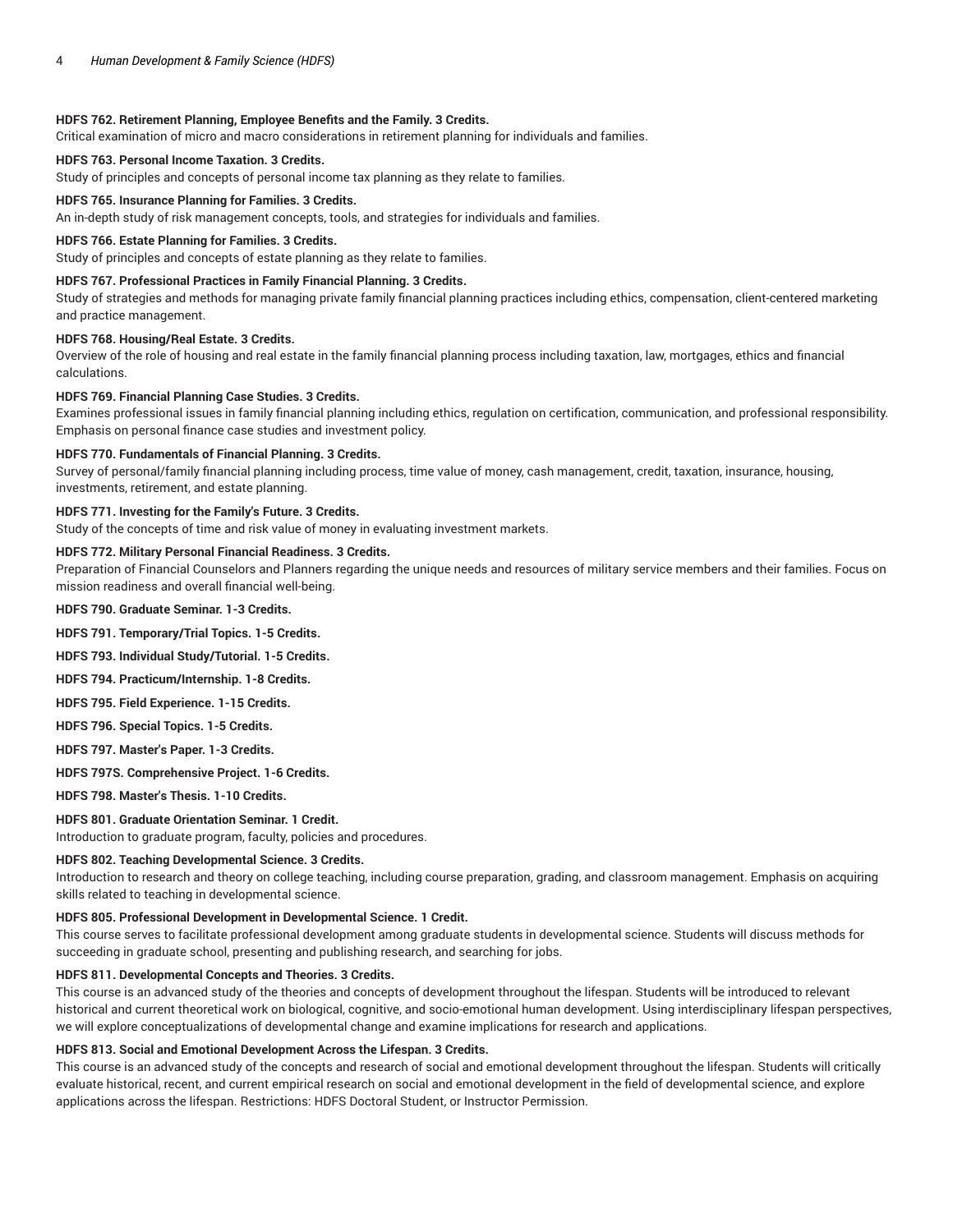**HDFS 762. Retirement Planning, Employee Benefits and the Family. 3 Credits.**
Critical examination of micro and macro considerations in retirement planning for individuals and families.

**HDFS 763. Personal Income Taxation. 3 Credits.**
Study of principles and concepts of personal income tax planning as they relate to families.

**HDFS 765. Insurance Planning for Families. 3 Credits.**
An in-depth study of risk management concepts, tools, and strategies for individuals and families.

**HDFS 766. Estate Planning for Families. 3 Credits.**
Study of principles and concepts of estate planning as they relate to families.

**HDFS 767. Professional Practices in Family Financial Planning. 3 Credits.**
Study of strategies and methods for managing private family financial planning practices including ethics, compensation, client-centered marketing and practice management.

**HDFS 768. Housing/Real Estate. 3 Credits.**
Overview of the role of housing and real estate in the family financial planning process including taxation, law, mortgages, ethics and financial calculations.

**HDFS 769. Financial Planning Case Studies. 3 Credits.**
Examines professional issues in family financial planning including ethics, regulation on certification, communication, and professional responsibility. Emphasis on personal finance case studies and investment policy.

**HDFS 770. Fundamentals of Financial Planning. 3 Credits.**
Survey of personal/family financial planning including process, time value of money, cash management, credit, taxation, insurance, housing, investments, retirement, and estate planning.

**HDFS 771. Investing for the Family's Future. 3 Credits.**
Study of the concepts of time and risk value of money in evaluating investment markets.

**HDFS 772. Military Personal Financial Readiness. 3 Credits.**
Preparation of Financial Counselors and Planners regarding the unique needs and resources of military service members and their families. Focus on mission readiness and overall financial well-being.

**HDFS 790. Graduate Seminar. 1-3 Credits.**

**HDFS 791. Temporary/Trial Topics. 1-5 Credits.**

**HDFS 793. Individual Study/Tutorial. 1-5 Credits.**

**HDFS 794. Practicum/Internship. 1-8 Credits.**

**HDFS 795. Field Experience. 1-15 Credits.**

**HDFS 796. Special Topics. 1-5 Credits.**

**HDFS 797. Master's Paper. 1-3 Credits.**

**HDFS 797S. Comprehensive Project. 1-6 Credits.**

**HDFS 798. Master's Thesis. 1-10 Credits.**

**HDFS 801. Graduate Orientation Seminar. 1 Credit.**
Introduction to graduate program, faculty, policies and procedures.

**HDFS 802. Teaching Developmental Science. 3 Credits.**
Introduction to research and theory on college teaching, including course preparation, grading, and classroom management. Emphasis on acquiring skills related to teaching in developmental science.

**HDFS 805. Professional Development in Developmental Science. 1 Credit.**
This course serves to facilitate professional development among graduate students in developmental science. Students will discuss methods for succeeding in graduate school, presenting and publishing research, and searching for jobs.

**HDFS 811. Developmental Concepts and Theories. 3 Credits.**
This course is an advanced study of the theories and concepts of development throughout the lifespan. Students will be introduced to relevant historical and current theoretical work on biological, cognitive, and socio-emotional human development. Using interdisciplinary lifespan perspectives, we will explore conceptualizations of developmental change and examine implications for research and applications.

**HDFS 813. Social and Emotional Development Across the Lifespan. 3 Credits.**
This course is an advanced study of the concepts and research of social and emotional development throughout the lifespan. Students will critically evaluate historical, recent, and current empirical research on social and emotional development in the field of developmental science, and explore applications across the lifespan. Restrictions: HDFS Doctoral Student, or Instructor Permission.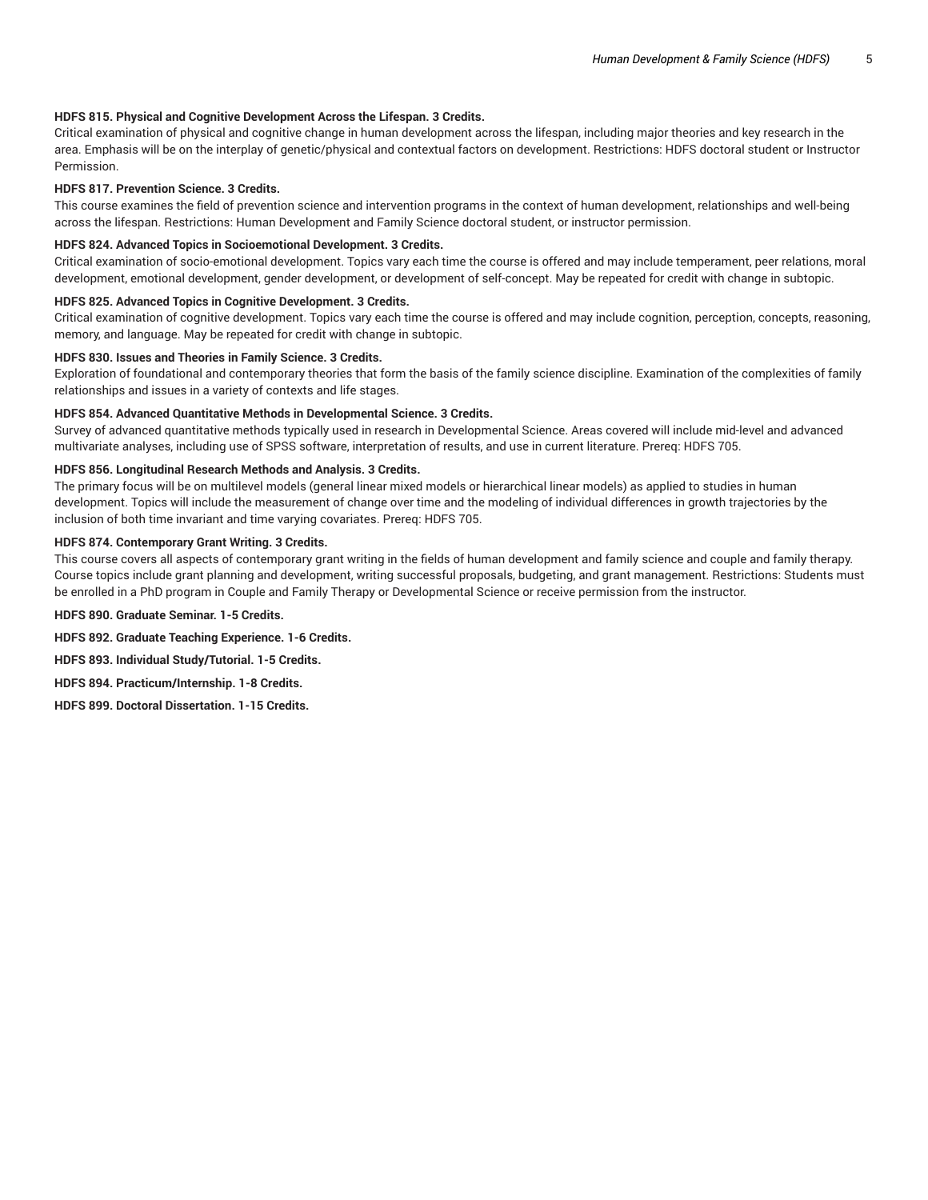**HDFS 815. Physical and Cognitive Development Across the Lifespan. 3 Credits.**

Critical examination of physical and cognitive change in human development across the lifespan, including major theories and key research in the area. Emphasis will be on the interplay of genetic/physical and contextual factors on development. Restrictions: HDFS doctoral student or Instructor Permission.

**HDFS 817. Prevention Science. 3 Credits.**

This course examines the field of prevention science and intervention programs in the context of human development, relationships and well-being across the lifespan. Restrictions: Human Development and Family Science doctoral student, or instructor permission.

**HDFS 824. Advanced Topics in Socioemotional Development. 3 Credits.**

Critical examination of socio-emotional development. Topics vary each time the course is offered and may include temperament, peer relations, moral development, emotional development, gender development, or development of self-concept. May be repeated for credit with change in subtopic.

**HDFS 825. Advanced Topics in Cognitive Development. 3 Credits.**

Critical examination of cognitive development. Topics vary each time the course is offered and may include cognition, perception, concepts, reasoning, memory, and language. May be repeated for credit with change in subtopic.

**HDFS 830. Issues and Theories in Family Science. 3 Credits.**

Exploration of foundational and contemporary theories that form the basis of the family science discipline. Examination of the complexities of family relationships and issues in a variety of contexts and life stages.

**HDFS 854. Advanced Quantitative Methods in Developmental Science. 3 Credits.**

Survey of advanced quantitative methods typically used in research in Developmental Science. Areas covered will include mid-level and advanced multivariate analyses, including use of SPSS software, interpretation of results, and use in current literature. Prereq: HDFS 705.

**HDFS 856. Longitudinal Research Methods and Analysis. 3 Credits.**

The primary focus will be on multilevel models (general linear mixed models or hierarchical linear models) as applied to studies in human development. Topics will include the measurement of change over time and the modeling of individual differences in growth trajectories by the inclusion of both time invariant and time varying covariates. Prereq: HDFS 705.

**HDFS 874. Contemporary Grant Writing. 3 Credits.**

This course covers all aspects of contemporary grant writing in the fields of human development and family science and couple and family therapy. Course topics include grant planning and development, writing successful proposals, budgeting, and grant management. Restrictions: Students must be enrolled in a PhD program in Couple and Family Therapy or Developmental Science or receive permission from the instructor.

**HDFS 890. Graduate Seminar. 1-5 Credits.**

**HDFS 892. Graduate Teaching Experience. 1-6 Credits.**

**HDFS 893. Individual Study/Tutorial. 1-5 Credits.**

**HDFS 894. Practicum/Internship. 1-8 Credits.**

**HDFS 899. Doctoral Dissertation. 1-15 Credits.**